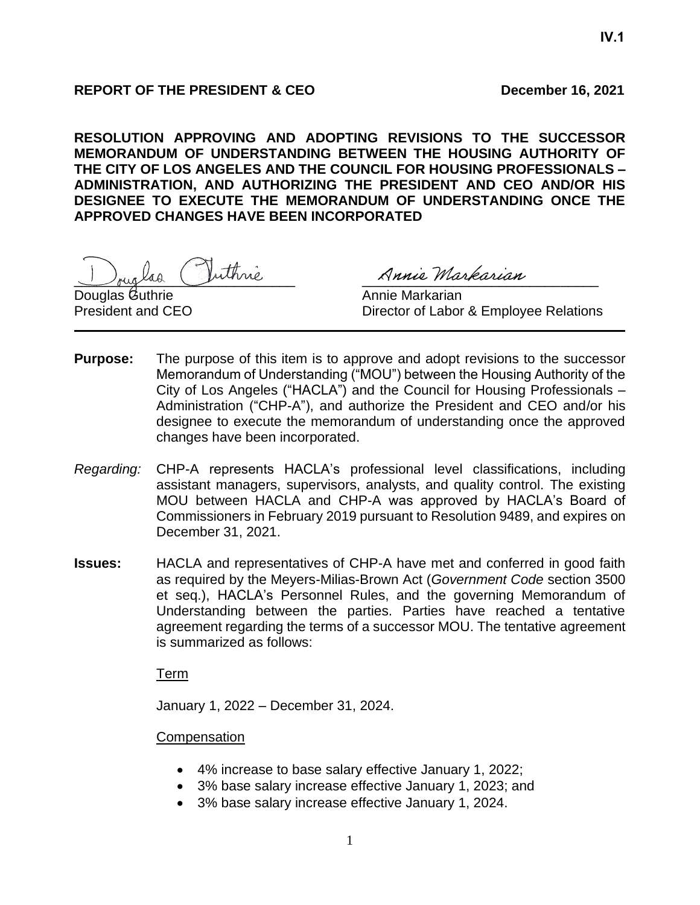IV.1

**REPORT OF THE PRESIDENT & CEO** **December 16, 2021**

**RESOLUTION APPROVING AND ADOPTING REVISIONS TO THE SUCCESSOR MEMORANDUM OF UNDERSTANDING BETWEEN THE HOUSING AUTHORITY OF THE CITY OF LOS ANGELES AND THE COUNCIL FOR HOUSING PROFESSIONALS – ADMINISTRATION, AND AUTHORIZING THE PRESIDENT AND CEO AND/OR HIS DESIGNEE TO EXECUTE THE MEMORANDUM OF UNDERSTANDING ONCE THE APPROVED CHANGES HAVE BEEN INCORPORATED**

Douglas Guthrie
President and CEO

Annie Markarian
Director of Labor & Employee Relations

---

**Purpose:** The purpose of this item is to approve and adopt revisions to the successor Memorandum of Understanding ("MOU") between the Housing Authority of the City of Los Angeles ("HACLA") and the Council for Housing Professionals – Administration ("CHP-A"), and authorize the President and CEO and/or his designee to execute the memorandum of understanding once the approved changes have been incorporated.

*Regarding:* CHP-A represents HACLA's professional level classifications, including assistant managers, supervisors, analysts, and quality control. The existing MOU between HACLA and CHP-A was approved by HACLA's Board of Commissioners in February 2019 pursuant to Resolution 9489, and expires on December 31, 2021.

**Issues:** HACLA and representatives of CHP-A have met and conferred in good faith as required by the Meyers-Milias-Brown Act (*Government Code* section 3500 et seq.), HACLA's Personnel Rules, and the governing Memorandum of Understanding between the parties. Parties have reached a tentative agreement regarding the terms of a successor MOU. The tentative agreement is summarized as follows:

Term

January 1, 2022 – December 31, 2024.

Compensation

- 4% increase to base salary effective January 1, 2022;
- 3% base salary increase effective January 1, 2023; and
- 3% base salary increase effective January 1, 2024.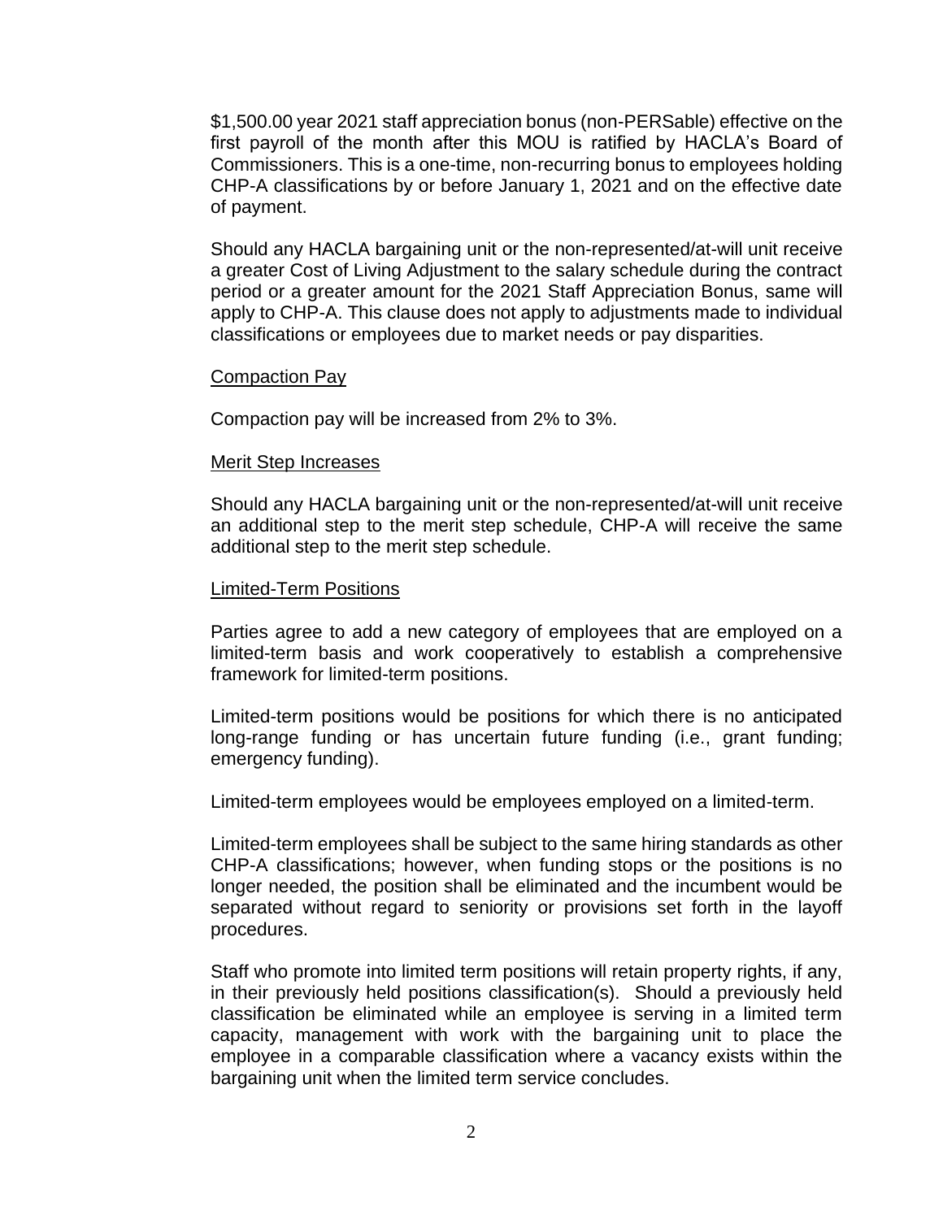$1,500.00 year 2021 staff appreciation bonus (non-PERSable) effective on the first payroll of the month after this MOU is ratified by HACLA's Board of Commissioners. This is a one-time, non-recurring bonus to employees holding CHP-A classifications by or before January 1, 2021 and on the effective date of payment.

Should any HACLA bargaining unit or the non-represented/at-will unit receive a greater Cost of Living Adjustment to the salary schedule during the contract period or a greater amount for the 2021 Staff Appreciation Bonus, same will apply to CHP-A. This clause does not apply to adjustments made to individual classifications or employees due to market needs or pay disparities.

<u>Compaction Pay</u>

Compaction pay will be increased from 2% to 3%.

<u>Merit Step Increases</u>

Should any HACLA bargaining unit or the non-represented/at-will unit receive an additional step to the merit step schedule, CHP-A will receive the same additional step to the merit step schedule.

<u>Limited-Term Positions</u>

Parties agree to add a new category of employees that are employed on a limited-term basis and work cooperatively to establish a comprehensive framework for limited-term positions.

Limited-term positions would be positions for which there is no anticipated long-range funding or has uncertain future funding (i.e., grant funding; emergency funding).

Limited-term employees would be employees employed on a limited-term.

Limited-term employees shall be subject to the same hiring standards as other CHP-A classifications; however, when funding stops or the positions is no longer needed, the position shall be eliminated and the incumbent would be separated without regard to seniority or provisions set forth in the layoff procedures.

Staff who promote into limited term positions will retain property rights, if any, in their previously held positions classification(s). Should a previously held classification be eliminated while an employee is serving in a limited term capacity, management with work with the bargaining unit to place the employee in a comparable classification where a vacancy exists within the bargaining unit when the limited term service concludes.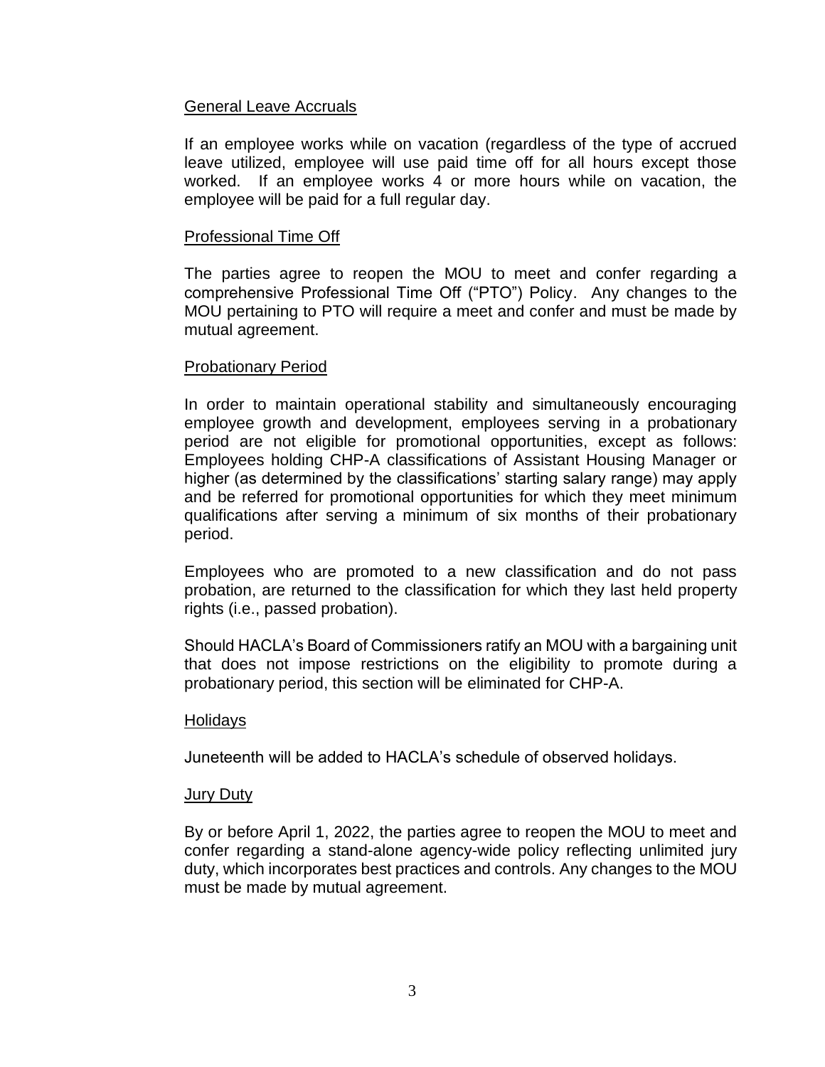<u>General Leave Accruals</u>

If an employee works while on vacation (regardless of the type of accrued leave utilized, employee will use paid time off for all hours except those worked. If an employee works 4 or more hours while on vacation, the employee will be paid for a full regular day.

<u>Professional Time Off</u>

The parties agree to reopen the MOU to meet and confer regarding a comprehensive Professional Time Off ("PTO") Policy. Any changes to the MOU pertaining to PTO will require a meet and confer and must be made by mutual agreement.

<u>Probationary Period</u>

In order to maintain operational stability and simultaneously encouraging employee growth and development, employees serving in a probationary period are not eligible for promotional opportunities, except as follows: Employees holding CHP-A classifications of Assistant Housing Manager or higher (as determined by the classifications' starting salary range) may apply and be referred for promotional opportunities for which they meet minimum qualifications after serving a minimum of six months of their probationary period.

Employees who are promoted to a new classification and do not pass probation, are returned to the classification for which they last held property rights (i.e., passed probation).

Should HACLA's Board of Commissioners ratify an MOU with a bargaining unit that does not impose restrictions on the eligibility to promote during a probationary period, this section will be eliminated for CHP-A.

<u>Holidays</u>

Juneteenth will be added to HACLA's schedule of observed holidays.

<u>Jury Duty</u>

By or before April 1, 2022, the parties agree to reopen the MOU to meet and confer regarding a stand-alone agency-wide policy reflecting unlimited jury duty, which incorporates best practices and controls. Any changes to the MOU must be made by mutual agreement.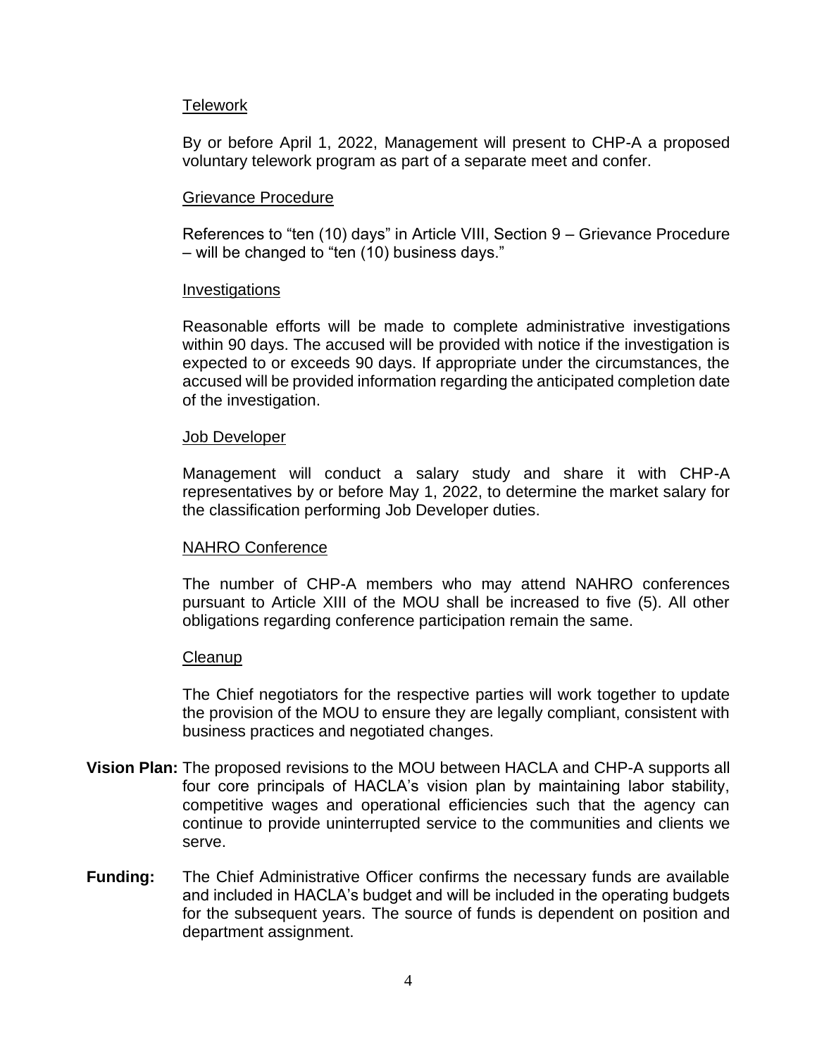<u>Telework</u>

By or before April 1, 2022, Management will present to CHP-A a proposed voluntary telework program as part of a separate meet and confer.

<u>Grievance Procedure</u>

References to "ten (10) days" in Article VIII, Section 9 – Grievance Procedure – will be changed to "ten (10) business days."

<u>Investigations</u>

Reasonable efforts will be made to complete administrative investigations within 90 days. The accused will be provided with notice if the investigation is expected to or exceeds 90 days. If appropriate under the circumstances, the accused will be provided information regarding the anticipated completion date of the investigation.

<u>Job Developer</u>

Management will conduct a salary study and share it with CHP-A representatives by or before May 1, 2022, to determine the market salary for the classification performing Job Developer duties.

<u>NAHRO Conference</u>

The number of CHP-A members who may attend NAHRO conferences pursuant to Article XIII of the MOU shall be increased to five (5). All other obligations regarding conference participation remain the same.

<u>Cleanup</u>

The Chief negotiators for the respective parties will work together to update the provision of the MOU to ensure they are legally compliant, consistent with business practices and negotiated changes.

**Vision Plan:** The proposed revisions to the MOU between HACLA and CHP-A supports all four core principals of HACLA's vision plan by maintaining labor stability, competitive wages and operational efficiencies such that the agency can continue to provide uninterrupted service to the communities and clients we serve.

**Funding:** The Chief Administrative Officer confirms the necessary funds are available and included in HACLA's budget and will be included in the operating budgets for the subsequent years. The source of funds is dependent on position and department assignment.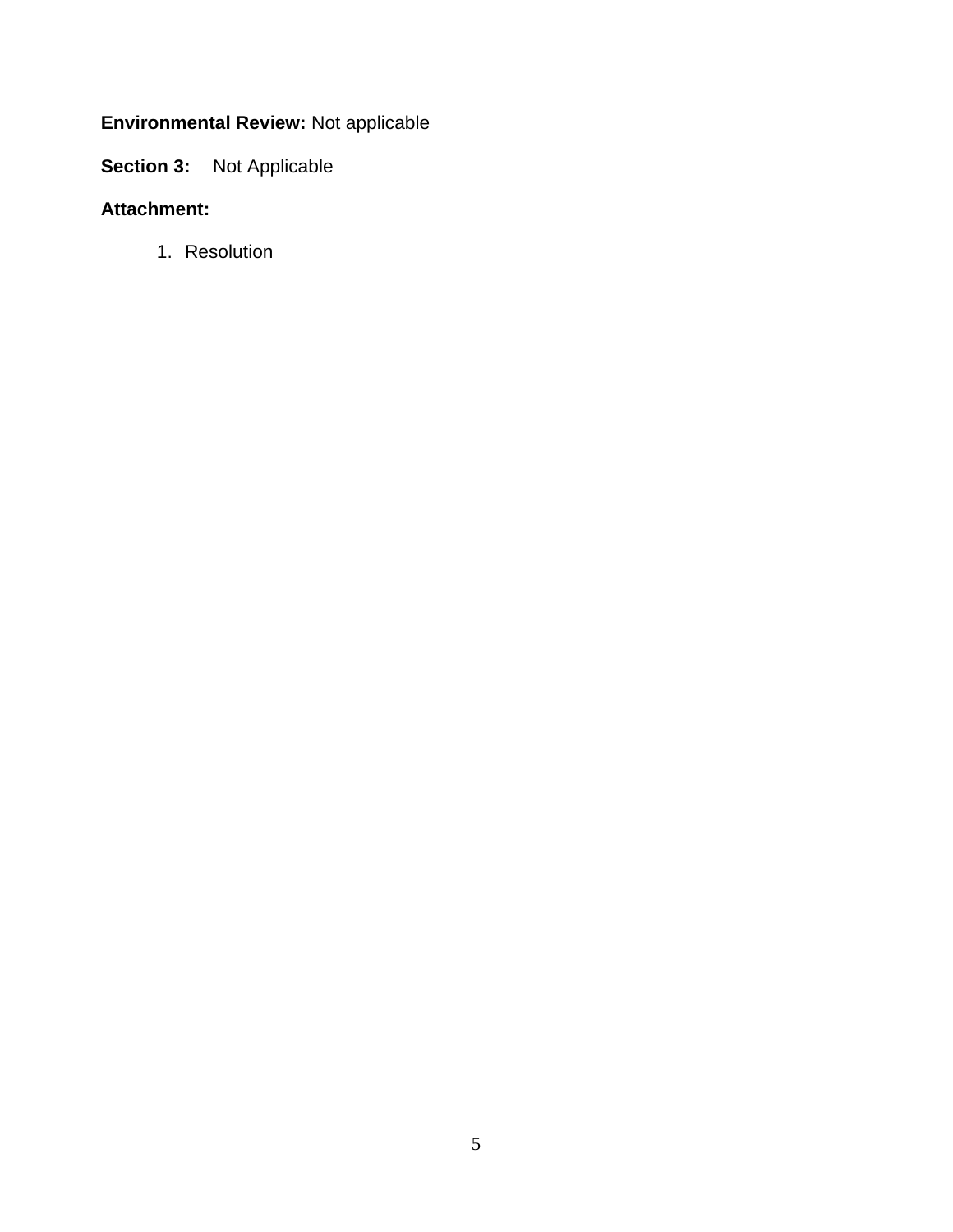**Environmental Review:** Not applicable

**Section 3:** Not Applicable

**Attachment:**

1. Resolution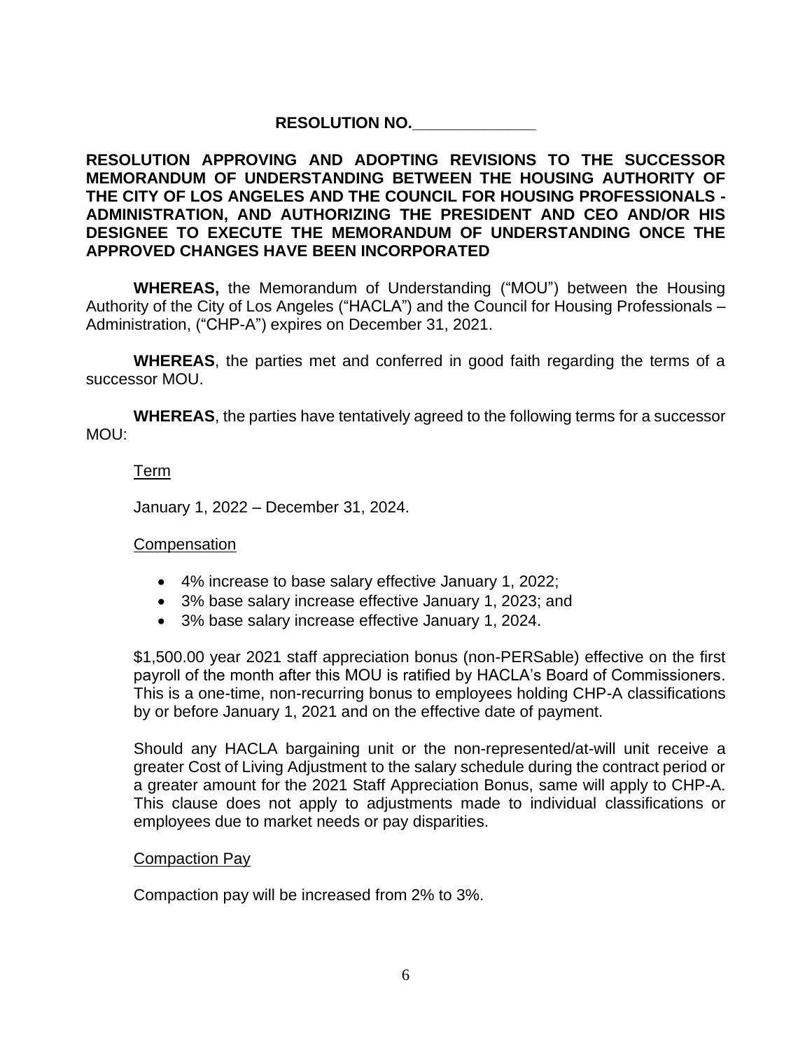**RESOLUTION NO.______________**

**RESOLUTION APPROVING AND ADOPTING REVISIONS TO THE SUCCESSOR MEMORANDUM OF UNDERSTANDING BETWEEN THE HOUSING AUTHORITY OF THE CITY OF LOS ANGELES AND THE COUNCIL FOR HOUSING PROFESSIONALS - ADMINISTRATION, AND AUTHORIZING THE PRESIDENT AND CEO AND/OR HIS DESIGNEE TO EXECUTE THE MEMORANDUM OF UNDERSTANDING ONCE THE APPROVED CHANGES HAVE BEEN INCORPORATED**

**WHEREAS,** the Memorandum of Understanding ("MOU") between the Housing Authority of the City of Los Angeles ("HACLA") and the Council for Housing Professionals – Administration, ("CHP-A") expires on December 31, 2021.

**WHEREAS**, the parties met and conferred in good faith regarding the terms of a successor MOU.

**WHEREAS**, the parties have tentatively agreed to the following terms for a successor MOU:

Term

January 1, 2022 – December 31, 2024.

Compensation

- 4% increase to base salary effective January 1, 2022;
- 3% base salary increase effective January 1, 2023; and
- 3% base salary increase effective January 1, 2024.

$1,500.00 year 2021 staff appreciation bonus (non-PERSable) effective on the first payroll of the month after this MOU is ratified by HACLA's Board of Commissioners. This is a one-time, non-recurring bonus to employees holding CHP-A classifications by or before January 1, 2021 and on the effective date of payment.

Should any HACLA bargaining unit or the non-represented/at-will unit receive a greater Cost of Living Adjustment to the salary schedule during the contract period or a greater amount for the 2021 Staff Appreciation Bonus, same will apply to CHP-A. This clause does not apply to adjustments made to individual classifications or employees due to market needs or pay disparities.

Compaction Pay

Compaction pay will be increased from 2% to 3%.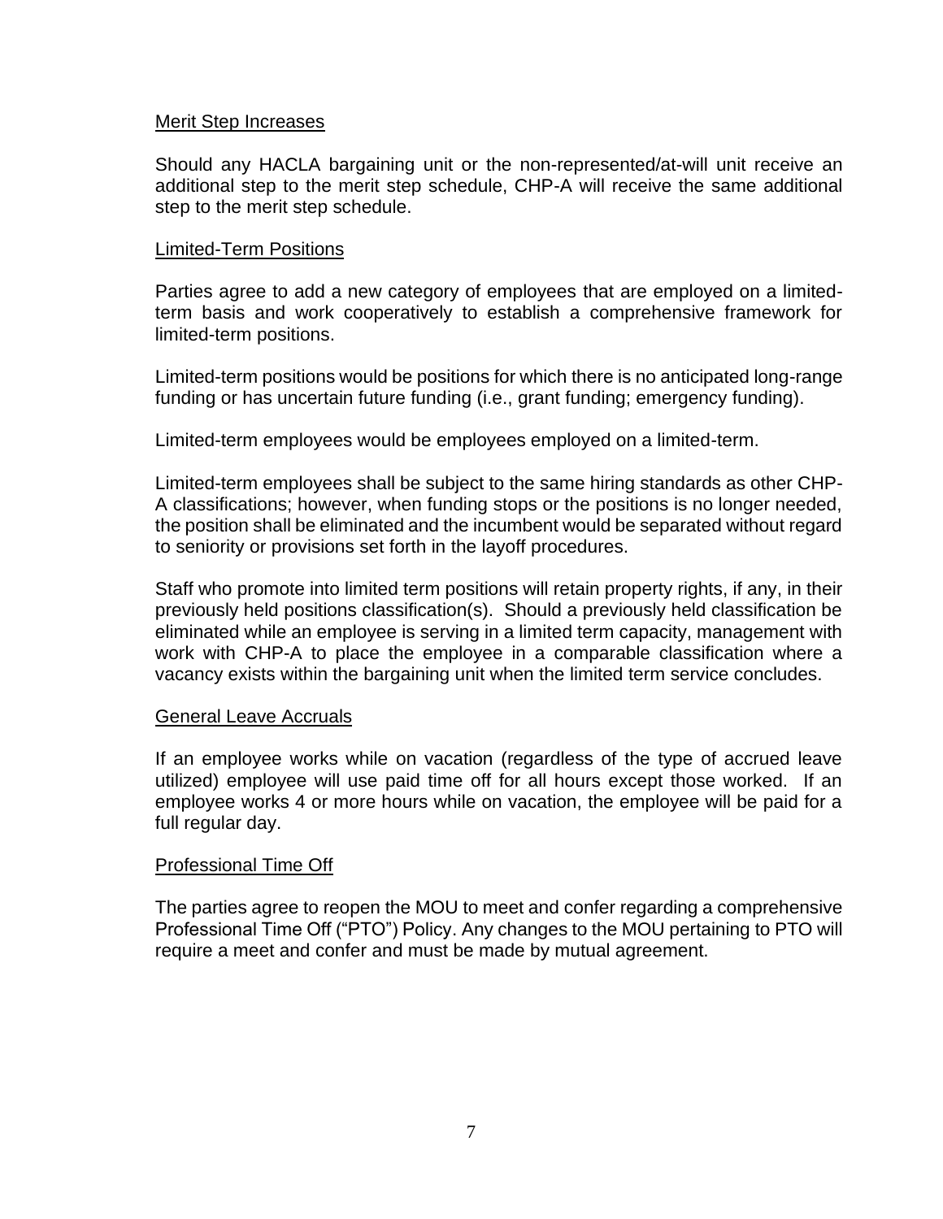## Merit Step Increases

Should any HACLA bargaining unit or the non-represented/at-will unit receive an additional step to the merit step schedule, CHP-A will receive the same additional step to the merit step schedule.

## Limited-Term Positions

Parties agree to add a new category of employees that are employed on a limited-term basis and work cooperatively to establish a comprehensive framework for limited-term positions.

Limited-term positions would be positions for which there is no anticipated long-range funding or has uncertain future funding (i.e., grant funding; emergency funding).

Limited-term employees would be employees employed on a limited-term.

Limited-term employees shall be subject to the same hiring standards as other CHP-A classifications; however, when funding stops or the positions is no longer needed, the position shall be eliminated and the incumbent would be separated without regard to seniority or provisions set forth in the layoff procedures.

Staff who promote into limited term positions will retain property rights, if any, in their previously held positions classification(s). Should a previously held classification be eliminated while an employee is serving in a limited term capacity, management with work with CHP-A to place the employee in a comparable classification where a vacancy exists within the bargaining unit when the limited term service concludes.

## General Leave Accruals

If an employee works while on vacation (regardless of the type of accrued leave utilized) employee will use paid time off for all hours except those worked. If an employee works 4 or more hours while on vacation, the employee will be paid for a full regular day.

## Professional Time Off

The parties agree to reopen the MOU to meet and confer regarding a comprehensive Professional Time Off ("PTO") Policy. Any changes to the MOU pertaining to PTO will require a meet and confer and must be made by mutual agreement.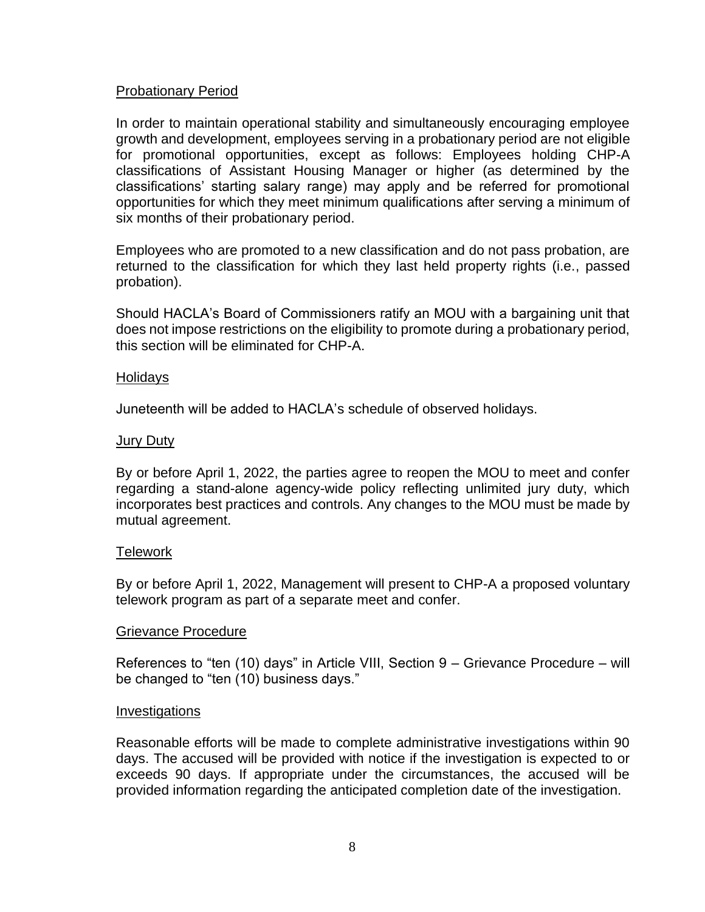## Probationary Period

In order to maintain operational stability and simultaneously encouraging employee growth and development, employees serving in a probationary period are not eligible for promotional opportunities, except as follows: Employees holding CHP-A classifications of Assistant Housing Manager or higher (as determined by the classifications' starting salary range) may apply and be referred for promotional opportunities for which they meet minimum qualifications after serving a minimum of six months of their probationary period.

Employees who are promoted to a new classification and do not pass probation, are returned to the classification for which they last held property rights (i.e., passed probation).

Should HACLA's Board of Commissioners ratify an MOU with a bargaining unit that does not impose restrictions on the eligibility to promote during a probationary period, this section will be eliminated for CHP-A.

## Holidays

Juneteenth will be added to HACLA's schedule of observed holidays.

## Jury Duty

By or before April 1, 2022, the parties agree to reopen the MOU to meet and confer regarding a stand-alone agency-wide policy reflecting unlimited jury duty, which incorporates best practices and controls. Any changes to the MOU must be made by mutual agreement.

## Telework

By or before April 1, 2022, Management will present to CHP-A a proposed voluntary telework program as part of a separate meet and confer.

## Grievance Procedure

References to "ten (10) days" in Article VIII, Section 9 – Grievance Procedure – will be changed to "ten (10) business days."

## Investigations

Reasonable efforts will be made to complete administrative investigations within 90 days. The accused will be provided with notice if the investigation is expected to or exceeds 90 days. If appropriate under the circumstances, the accused will be provided information regarding the anticipated completion date of the investigation.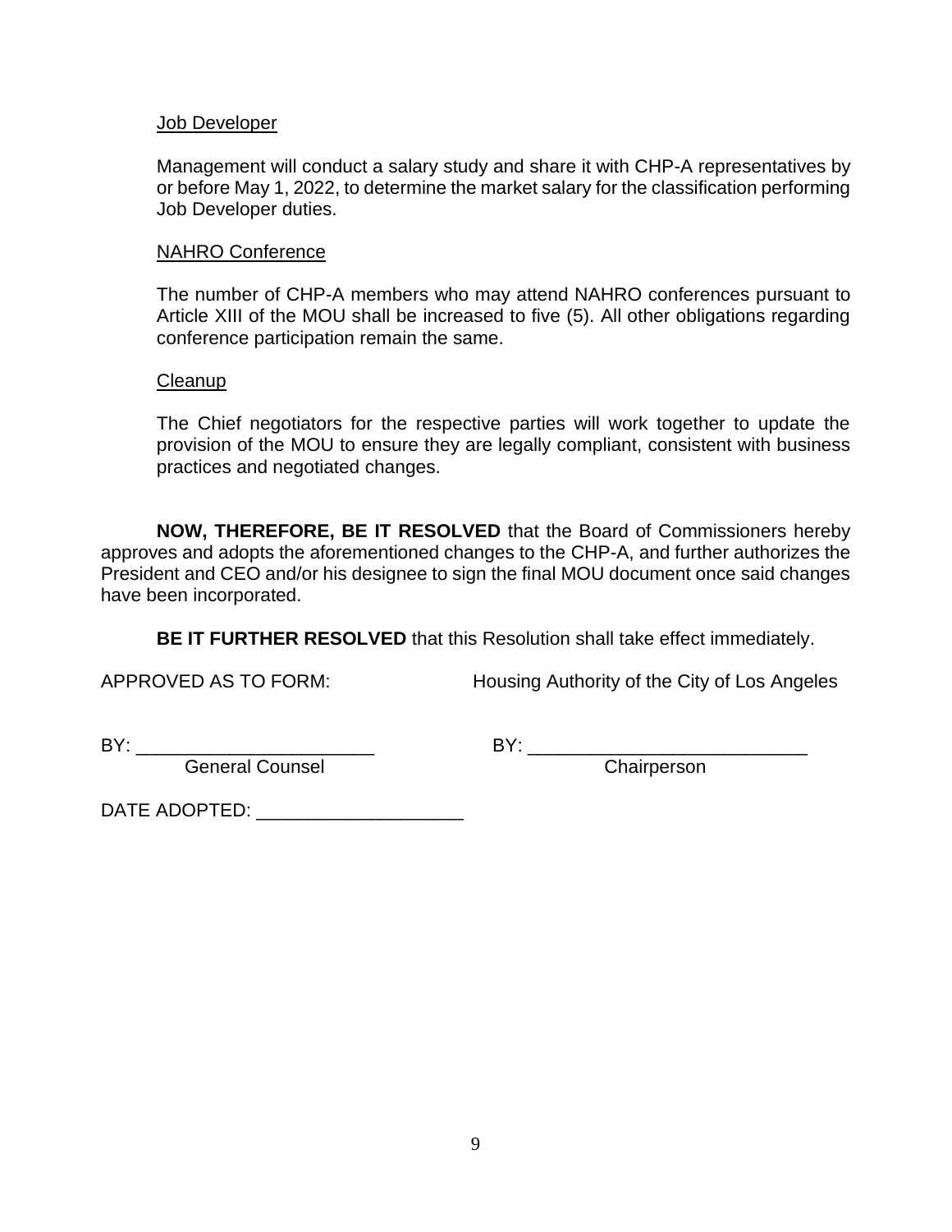Job Developer

Management will conduct a salary study and share it with CHP-A representatives by or before May 1, 2022, to determine the market salary for the classification performing Job Developer duties.

NAHRO Conference

The number of CHP-A members who may attend NAHRO conferences pursuant to Article XIII of the MOU shall be increased to five (5). All other obligations regarding conference participation remain the same.

Cleanup

The Chief negotiators for the respective parties will work together to update the provision of the MOU to ensure they are legally compliant, consistent with business practices and negotiated changes.

**NOW, THEREFORE, BE IT RESOLVED** that the Board of Commissioners hereby approves and adopts the aforementioned changes to the CHP-A, and further authorizes the President and CEO and/or his designee to sign the final MOU document once said changes have been incorporated.

**BE IT FURTHER RESOLVED** that this Resolution shall take effect immediately.

APPROVED AS TO FORM:

BY: _______________________
General Counsel

Housing Authority of the City of Los Angeles

BY: ___________________________
Chairperson

DATE ADOPTED: ____________________